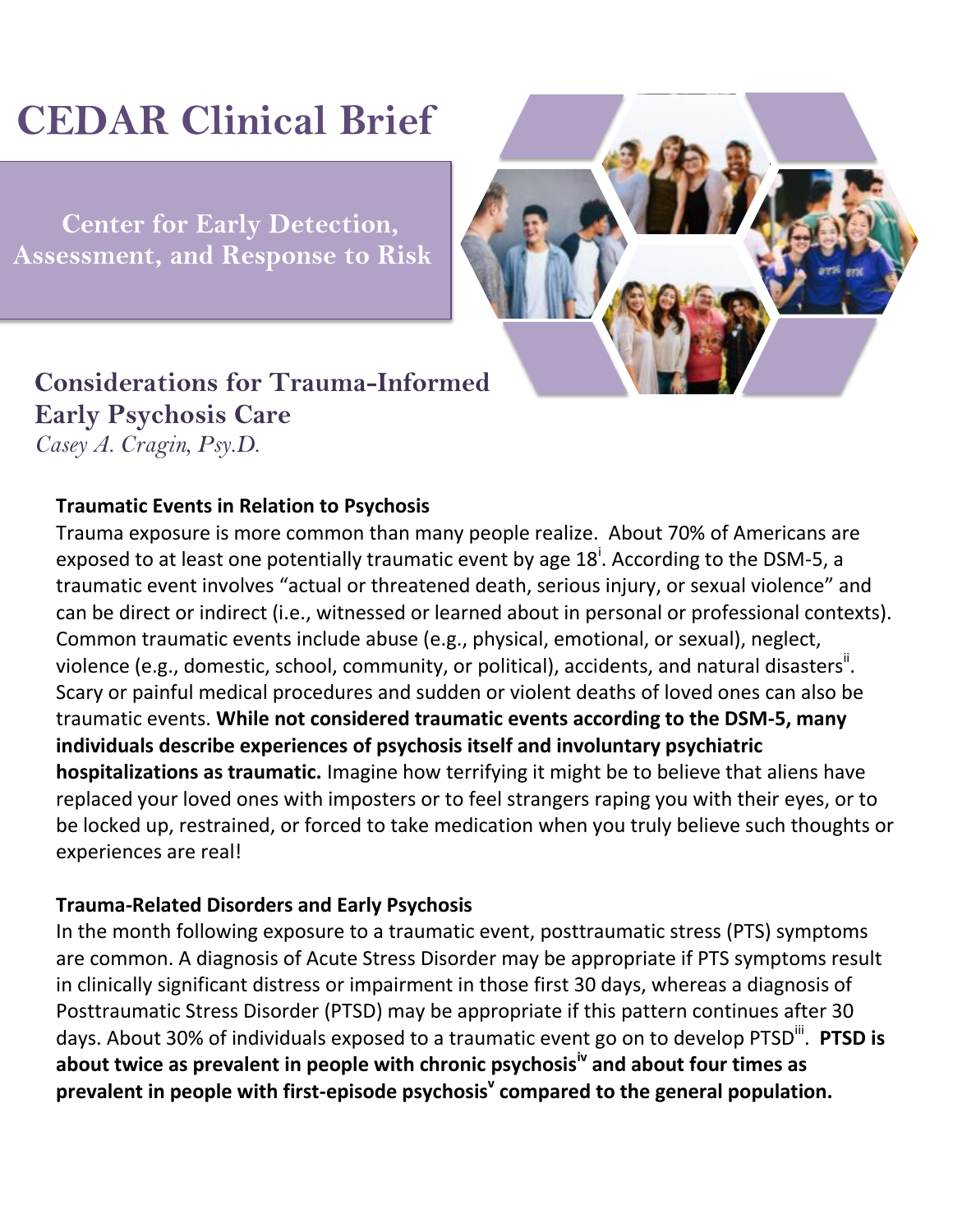# CEDAR Clinical Brief

**Center for Early Detection, Assessment, and Response to Risk**

## Considerations for Trauma-Informed Early Psychosis Care

*Casey A. Cragin, Psy.D.*

### Traumatic Events in Relation to Psychosis

Trauma exposure is more common than many people realize. About 70% of Americans are exposed to at least one potentially traumatic event by age 18[i]. According to the DSM-5, a traumatic event involves "actual or threatened death, serious injury, or sexual violence" and can be direct or indirect (i.e., witnessed or learned about in personal or professional contexts). Common traumatic events include abuse (e.g., physical, emotional, or sexual), neglect, violence (e.g., domestic, school, community, or political), accidents, and natural disasters[ii]. Scary or painful medical procedures and sudden or violent deaths of loved ones can also be traumatic events. **While not considered traumatic events according to the DSM-5, many individuals describe experiences of psychosis itself and involuntary psychiatric hospitalizations as traumatic.** Imagine how terrifying it might be to believe that aliens have replaced your loved ones with imposters or to feel strangers raping you with their eyes, or to be locked up, restrained, or forced to take medication when you truly believe such thoughts or experiences are real!

### Trauma-Related Disorders and Early Psychosis

In the month following exposure to a traumatic event, posttraumatic stress (PTS) symptoms are common. A diagnosis of Acute Stress Disorder may be appropriate if PTS symptoms result in clinically significant distress or impairment in those first 30 days, whereas a diagnosis of Posttraumatic Stress Disorder (PTSD) may be appropriate if this pattern continues after 30 days. About 30% of individuals exposed to a traumatic event go on to develop PTSD[iii]. **PTSD is about twice as prevalent in people with chronic psychosis[iv] and about four times as prevalent in people with first-episode psychosis[v] compared to the general population.**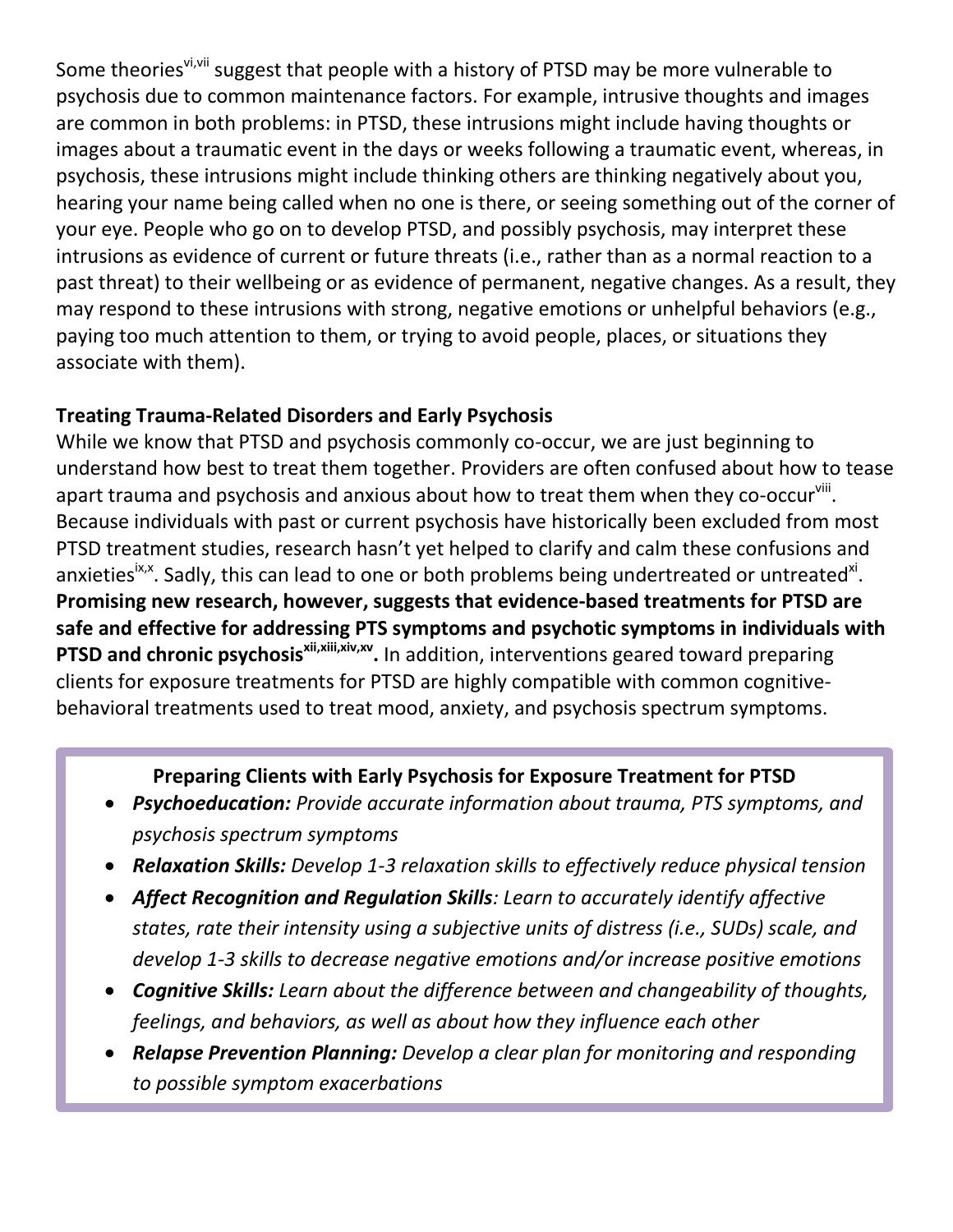Some theories[vi,vii] suggest that people with a history of PTSD may be more vulnerable to psychosis due to common maintenance factors. For example, intrusive thoughts and images are common in both problems: in PTSD, these intrusions might include having thoughts or images about a traumatic event in the days or weeks following a traumatic event, whereas, in psychosis, these intrusions might include thinking others are thinking negatively about you, hearing your name being called when no one is there, or seeing something out of the corner of your eye. People who go on to develop PTSD, and possibly psychosis, may interpret these intrusions as evidence of current or future threats (i.e., rather than as a normal reaction to a past threat) to their wellbeing or as evidence of permanent, negative changes. As a result, they may respond to these intrusions with strong, negative emotions or unhelpful behaviors (e.g., paying too much attention to them, or trying to avoid people, places, or situations they associate with them).

## Treating Trauma-Related Disorders and Early Psychosis

While we know that PTSD and psychosis commonly co-occur, we are just beginning to understand how best to treat them together. Providers are often confused about how to tease apart trauma and psychosis and anxious about how to treat them when they co-occur[viii]. Because individuals with past or current psychosis have historically been excluded from most PTSD treatment studies, research hasn't yet helped to clarify and calm these confusions and anxieties[ix,x]. Sadly, this can lead to one or both problems being undertreated or untreated[xi]. **Promising new research, however, suggests that evidence-based treatments for PTSD are safe and effective for addressing PTS symptoms and psychotic symptoms in individuals with PTSD and chronic psychosis[xii,xiii,xiv,xv].** In addition, interventions geared toward preparing clients for exposure treatments for PTSD are highly compatible with common cognitive-behavioral treatments used to treat mood, anxiety, and psychosis spectrum symptoms.

**Preparing Clients with Early Psychosis for Exposure Treatment for PTSD**

- ***Psychoeducation:*** *Provide accurate information about trauma, PTS symptoms, and psychosis spectrum symptoms*
- ***Relaxation Skills:*** *Develop 1-3 relaxation skills to effectively reduce physical tension*
- ***Affect Recognition and Regulation Skills****: Learn to accurately identify affective states, rate their intensity using a subjective units of distress (i.e., SUDs) scale, and develop 1-3 skills to decrease negative emotions and/or increase positive emotions*
- ***Cognitive Skills:*** *Learn about the difference between and changeability of thoughts, feelings, and behaviors, as well as about how they influence each other*
- ***Relapse Prevention Planning:*** *Develop a clear plan for monitoring and responding to possible symptom exacerbations*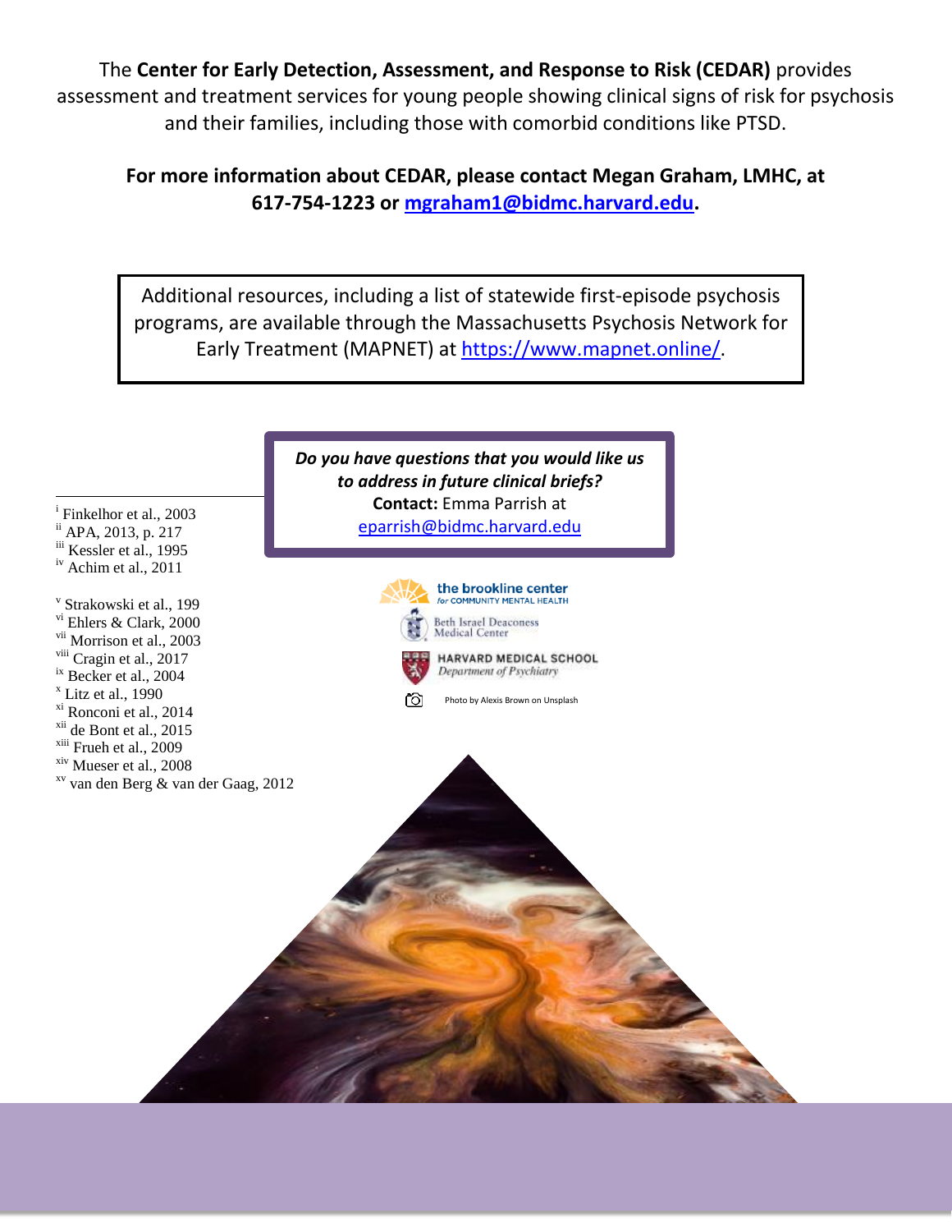The **Center for Early Detection, Assessment, and Response to Risk (CEDAR)** provides assessment and treatment services for young people showing clinical signs of risk for psychosis and their families, including those with comorbid conditions like PTSD.

**For more information about CEDAR, please contact Megan Graham, LMHC, at 617-754-1223 or mgraham1@bidmc.harvard.edu.**

Additional resources, including a list of statewide first-episode psychosis programs, are available through the Massachusetts Psychosis Network for Early Treatment (MAPNET) at https://www.mapnet.online/.

***Do you have questions that you would like us to address in future clinical briefs?***
**Contact:** Emma Parrish at eparrish@bidmc.harvard.edu

the brookline center for COMMUNITY MENTAL HEALTH

Beth Israel Deaconess Medical Center

HARVARD MEDICAL SCHOOL Department of Psychiatry

Photo by Alexis Brown on Unsplash

---

[i] Finkelhor et al., 2003
[ii] APA, 2013, p. 217
[iii] Kessler et al., 1995
[iv] Achim et al., 2011

[v] Strakowski et al., 199
[vi] Ehlers & Clark, 2000
[vii] Morrison et al., 2003
[viii] Cragin et al., 2017
[ix] Becker et al., 2004
[x] Litz et al., 1990
[xi] Ronconi et al., 2014
[xii] de Bont et al., 2015
[xiii] Frueh et al., 2009
[xiv] Mueser et al., 2008
[xv] van den Berg & van der Gaag, 2012